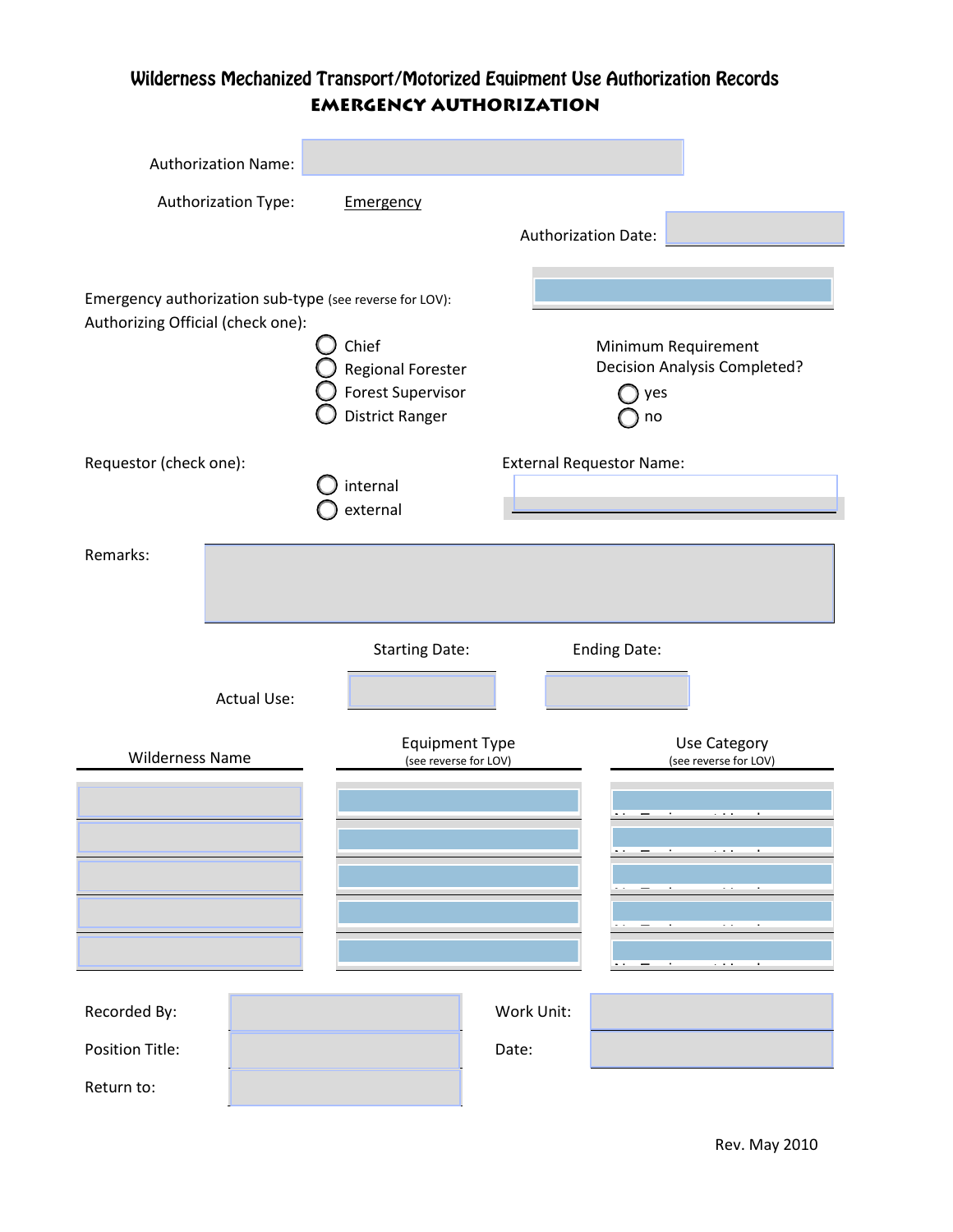# Wilderness Mechanized Transport/Motorized Equipment Use Authorization Records

## EMERGENCY AUTHORIZATION

Authorization Name:

Authorization Type: Emergency

Authorization Date:

Emergency authorization sub-type (see reverse for LOV):

Authorizing Official (check one):

- ◯ Chief
- ◯ Regional Forester
- ◯ Forest Supervisor
- ◯ District Ranger

Minimum Requirement Decision Analysis Completed?

- ◯ yes
- ◯ no

Requestor (check one):

- ◯ internal
- ◯ external

External Requestor Name:

Remarks:

| | Starting Date: | Ending Date: |
|---|---|---|
| Actual Use: | | |

| Wilderness Name | Equipment Type (see reverse for LOV) | Use Category (see reverse for LOV) |
|---|---|---|
| | | |
| | | |
| | | |
| | | |
| | | |

Recorded By:

Work Unit:

Position Title:

Date:

Return to:

Rev. May 2010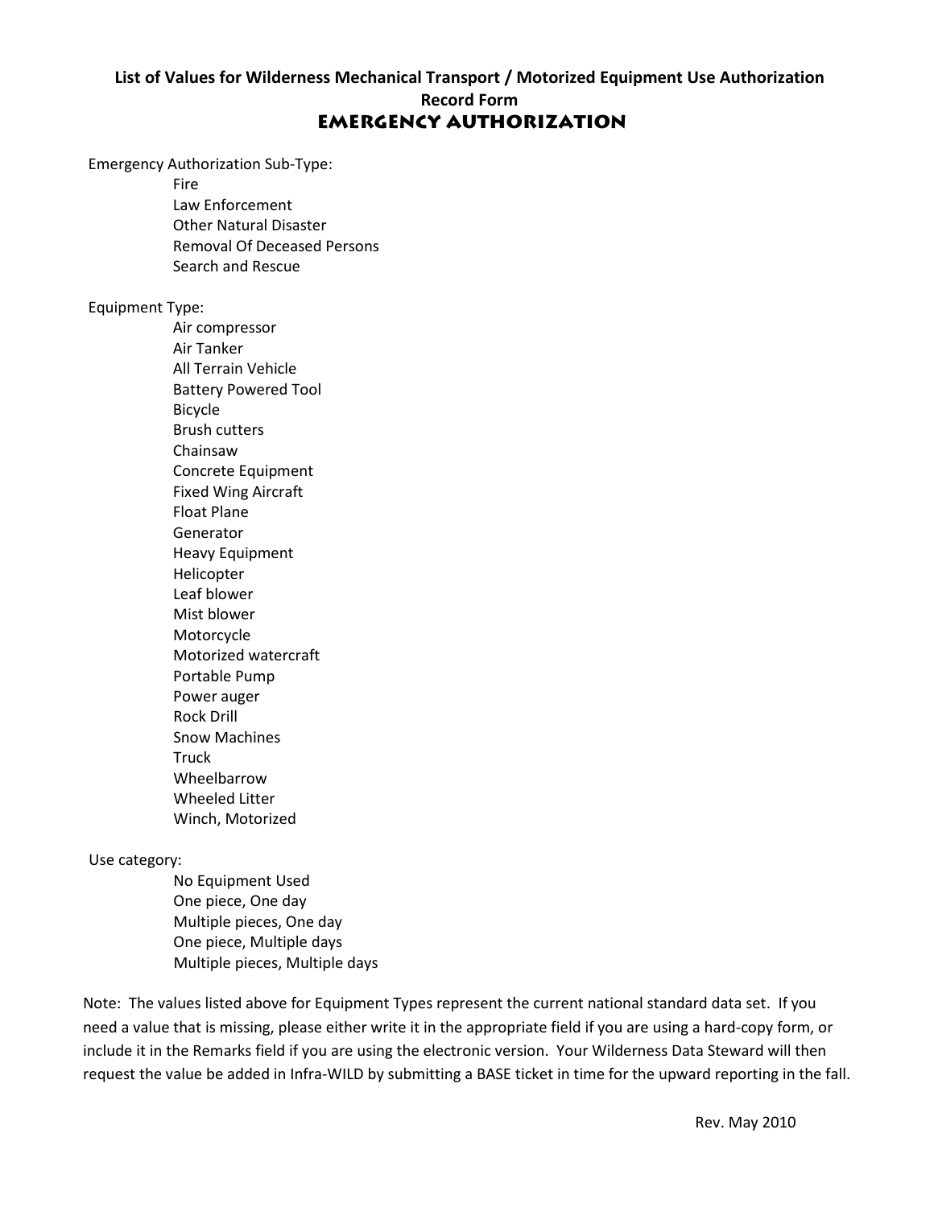# List of Values for Wilderness Mechanical Transport / Motorized Equipment Use Authorization Record Form

## EMERGENCY AUTHORIZATION

Emergency Authorization Sub-Type:

- Fire
- Law Enforcement
- Other Natural Disaster
- Removal Of Deceased Persons
- Search and Rescue

Equipment Type:

- Air compressor
- Air Tanker
- All Terrain Vehicle
- Battery Powered Tool
- Bicycle
- Brush cutters
- Chainsaw
- Concrete Equipment
- Fixed Wing Aircraft
- Float Plane
- Generator
- Heavy Equipment
- Helicopter
- Leaf blower
- Mist blower
- Motorcycle
- Motorized watercraft
- Portable Pump
- Power auger
- Rock Drill
- Snow Machines
- Truck
- Wheelbarrow
- Wheeled Litter
- Winch, Motorized

Use category:

- No Equipment Used
- One piece, One day
- Multiple pieces, One day
- One piece, Multiple days
- Multiple pieces, Multiple days

Note: The values listed above for Equipment Types represent the current national standard data set. If you need a value that is missing, please either write it in the appropriate field if you are using a hard-copy form, or include it in the Remarks field if you are using the electronic version. Your Wilderness Data Steward will then request the value be added in Infra-WILD by submitting a BASE ticket in time for the upward reporting in the fall.

Rev. May 2010